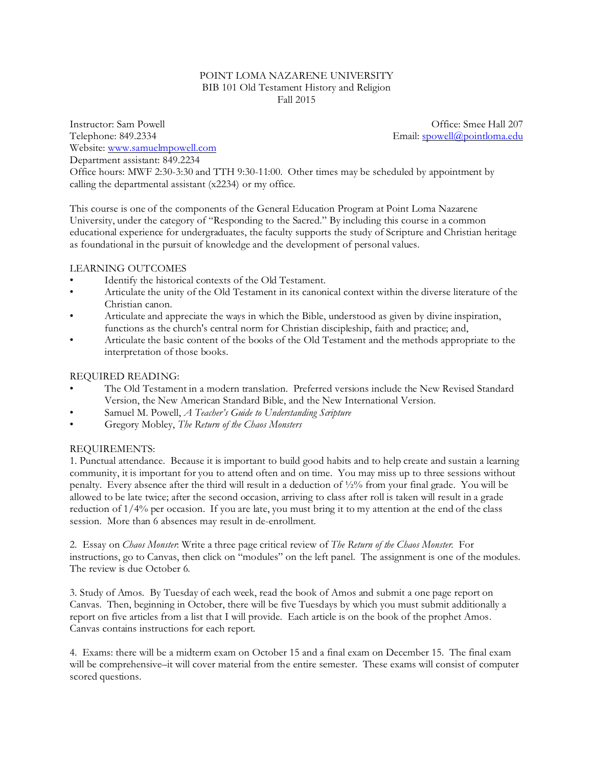# POINT LOMA NAZARENE UNIVERSITY
## BIB 101 Old Testament History and Religion
### Fall 2015

Instructor: Sam Powell  
Office: Smee Hall 207  
Telephone: 849.2334  
Email: spowell@pointloma.edu  
Website: www.samuelmpowell.com  
Department assistant: 849.2234  
Office hours: MWF 2:30-3:30 and TTH 9:30-11:00. Other times may be scheduled by appointment by calling the departmental assistant (x2234) or my office.

This course is one of the components of the General Education Program at Point Loma Nazarene University, under the category of "Responding to the Sacred." By including this course in a common educational experience for undergraduates, the faculty supports the study of Scripture and Christian heritage as foundational in the pursuit of knowledge and the development of personal values.

LEARNING OUTCOMES

- Identify the historical contexts of the Old Testament.
- Articulate the unity of the Old Testament in its canonical context within the diverse literature of the Christian canon.
- Articulate and appreciate the ways in which the Bible, understood as given by divine inspiration, functions as the church's central norm for Christian discipleship, faith and practice; and,
- Articulate the basic content of the books of the Old Testament and the methods appropriate to the interpretation of those books.

REQUIRED READING:

- The Old Testament in a modern translation. Preferred versions include the New Revised Standard Version, the New American Standard Bible, and the New International Version.
- Samuel M. Powell, *A Teacher's Guide to Understanding Scripture*
- Gregory Mobley, *The Return of the Chaos Monsters*

REQUIREMENTS:

1. Punctual attendance. Because it is important to build good habits and to help create and sustain a learning community, it is important for you to attend often and on time. You may miss up to three sessions without penalty. Every absence after the third will result in a deduction of ½% from your final grade. You will be allowed to be late twice; after the second occasion, arriving to class after roll is taken will result in a grade reduction of 1/4% per occasion. If you are late, you must bring it to my attention at the end of the class session. More than 6 absences may result in de-enrollment.

2. Essay on *Chaos Monster*: Write a three page critical review of *The Return of the Chaos Monster*. For instructions, go to Canvas, then click on "modules" on the left panel. The assignment is one of the modules. The review is due October 6.

3. Study of Amos. By Tuesday of each week, read the book of Amos and submit a one page report on Canvas. Then, beginning in October, there will be five Tuesdays by which you must submit additionally a report on five articles from a list that I will provide. Each article is on the book of the prophet Amos. Canvas contains instructions for each report.

4. Exams: there will be a midterm exam on October 15 and a final exam on December 15. The final exam will be comprehensive–it will cover material from the entire semester. These exams will consist of computer scored questions.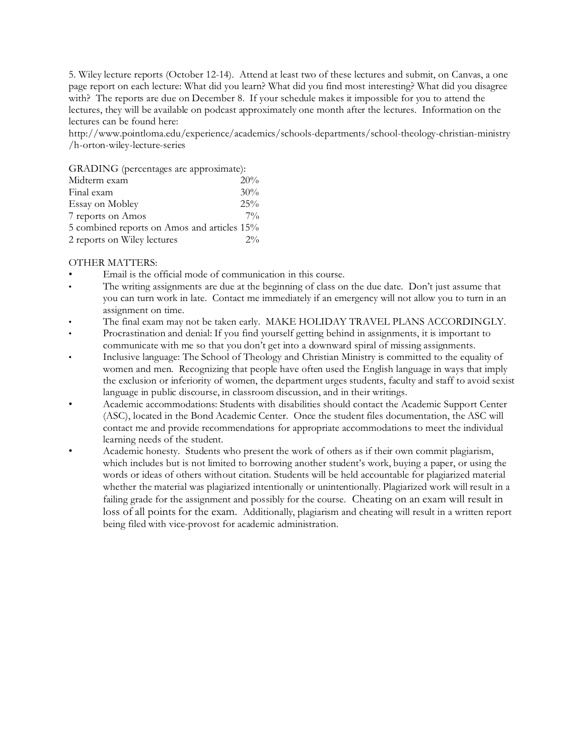5. Wiley lecture reports (October 12-14). Attend at least two of these lectures and submit, on Canvas, a one page report on each lecture: What did you learn? What did you find most interesting? What did you disagree with? The reports are due on December 8. If your schedule makes it impossible for you to attend the lectures, they will be available on podcast approximately one month after the lectures. Information on the lectures can be found here:
http://www.pointloma.edu/experience/academics/schools-departments/school-theology-christian-ministry/h-orton-wiley-lecture-series

GRADING (percentages are approximate):

| | |
|---|---|
| Midterm exam | 20% |
| Final exam | 30% |
| Essay on Mobley | 25% |
| 7 reports on Amos | 7% |
| 5 combined reports on Amos and articles | 15% |
| 2 reports on Wiley lectures | 2% |

OTHER MATTERS:

- Email is the official mode of communication in this course.
- The writing assignments are due at the beginning of class on the due date. Don't just assume that you can turn work in late. Contact me immediately if an emergency will not allow you to turn in an assignment on time.
- The final exam may not be taken early. MAKE HOLIDAY TRAVEL PLANS ACCORDINGLY.
- Procrastination and denial: If you find yourself getting behind in assignments, it is important to communicate with me so that you don't get into a downward spiral of missing assignments.
- Inclusive language: The School of Theology and Christian Ministry is committed to the equality of women and men. Recognizing that people have often used the English language in ways that imply the exclusion or inferiority of women, the department urges students, faculty and staff to avoid sexist language in public discourse, in classroom discussion, and in their writings.
- Academic accommodations: Students with disabilities should contact the Academic Support Center (ASC), located in the Bond Academic Center. Once the student files documentation, the ASC will contact me and provide recommendations for appropriate accommodations to meet the individual learning needs of the student.
- Academic honesty. Students who present the work of others as if their own commit plagiarism, which includes but is not limited to borrowing another student's work, buying a paper, or using the words or ideas of others without citation. Students will be held accountable for plagiarized material whether the material was plagiarized intentionally or unintentionally. Plagiarized work will result in a failing grade for the assignment and possibly for the course. Cheating on an exam will result in loss of all points for the exam. Additionally, plagiarism and cheating will result in a written report being filed with vice-provost for academic administration.